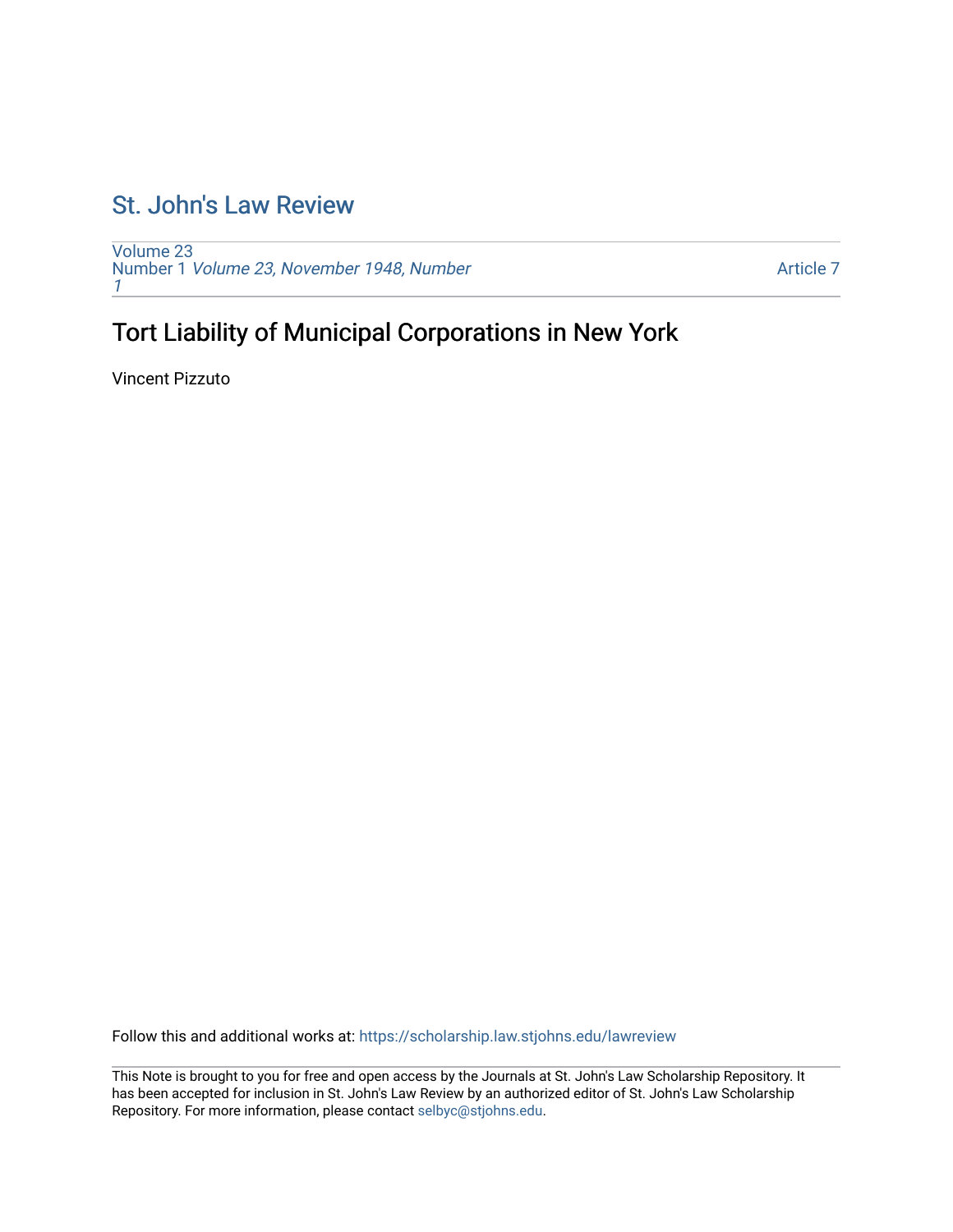# St. John's Law Review

Volume 23
Number 1 *Volume 23, November 1948, Number 1*

Article 7

## Tort Liability of Municipal Corporations in New York

Vincent Pizzuto

Follow this and additional works at: https://scholarship.law.stjohns.edu/lawreview

This Note is brought to you for free and open access by the Journals at St. John's Law Scholarship Repository. It has been accepted for inclusion in St. John's Law Review by an authorized editor of St. John's Law Scholarship Repository. For more information, please contact selbyc@stjohns.edu.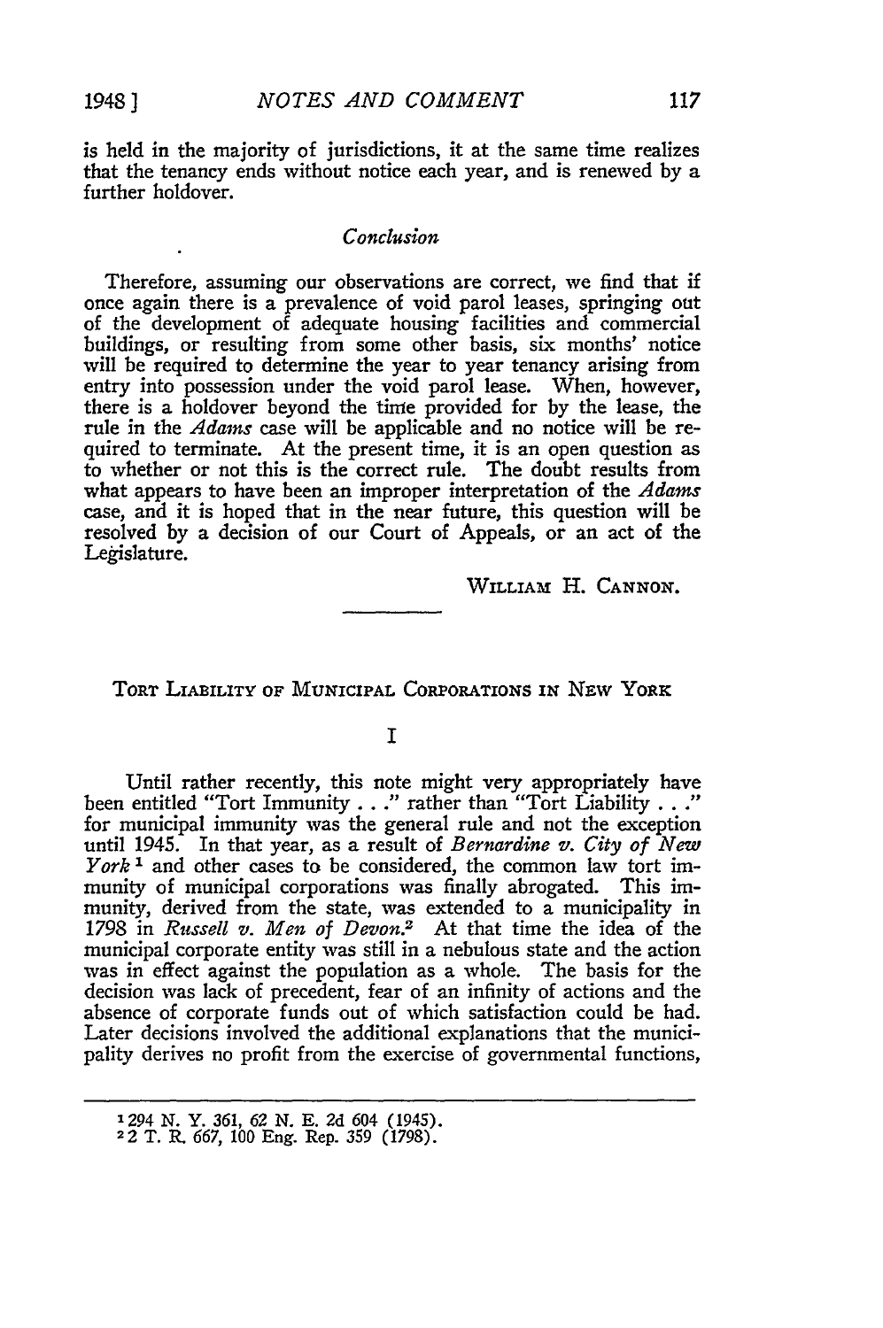is held in the majority of jurisdictions, it at the same time realizes that the tenancy ends without notice each year, and is renewed by a further holdover.

### *Conclusion*

Therefore, assuming our observations are correct, we find that if once again there is a prevalence of void parol leases, springing out of the development of adequate housing facilities and commercial buildings, or resulting from some other basis, six months' notice will be required to determine the year to year tenancy arising from entry into possession under the void parol lease. When, however, there is a holdover beyond the time provided for by the lease, the rule in the *Adams* case will be applicable and no notice will be required to terminate. At the present time, it is an open question as to whether or not this is the correct rule. The doubt results from what appears to have been an improper interpretation of the *Adams* case, and it is hoped that in the near future, this question will be resolved by a decision of our Court of Appeals, or an act of the Legislature.

WILLIAM H. CANNON.

---

## TORT LIABILITY OF MUNICIPAL CORPORATIONS IN NEW YORK

### I

Until rather recently, this note might very appropriately have been entitled "Tort Immunity . . ." rather than "Tort Liability . . ." for municipal immunity was the general rule and not the exception until 1945. In that year, as a result of *Bernardine v. City of New York*[1] and other cases to be considered, the common law tort immunity of municipal corporations was finally abrogated. This immunity, derived from the state, was extended to a municipality in 1798 in *Russell v. Men of Devon*.[2] At that time the idea of the municipal corporate entity was still in a nebulous state and the action was in effect against the population as a whole. The basis for the decision was lack of precedent, fear of an infinity of actions and the absence of corporate funds out of which satisfaction could be had. Later decisions involved the additional explanations that the municipality derives no profit from the exercise of governmental functions,

---

[1] 294 N. Y. 361, 62 N. E. 2d 604 (1945).

[2] 2 T. R. 667, 100 Eng. Rep. 359 (1798).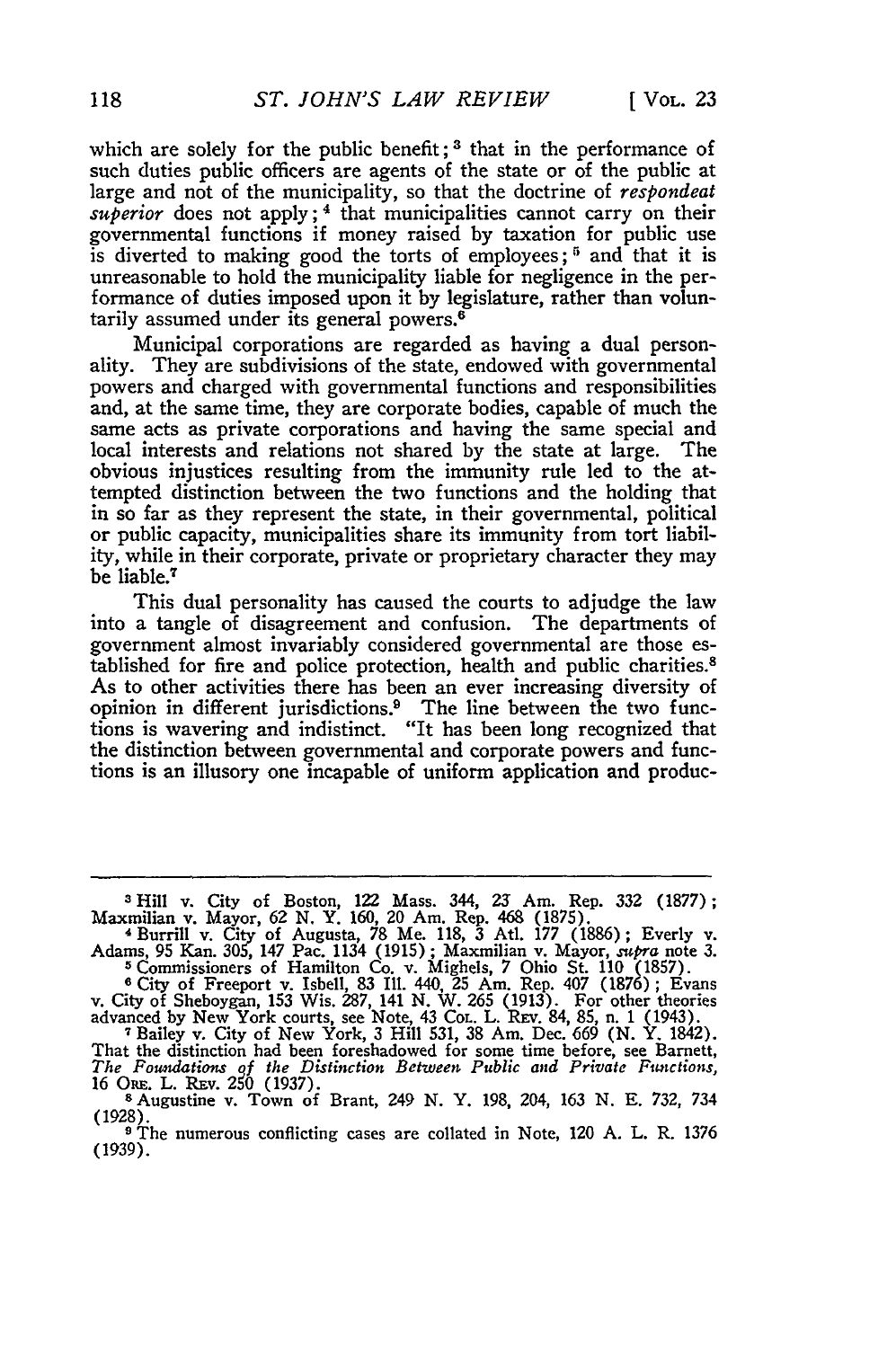which are solely for the public benefit;[3] that in the performance of such duties public officers are agents of the state or of the public at large and not of the municipality, so that the doctrine of *respondeat superior* does not apply;[4] that municipalities cannot carry on their governmental functions if money raised by taxation for public use is diverted to making good the torts of employees;[5] and that it is unreasonable to hold the municipality liable for negligence in the performance of duties imposed upon it by legislature, rather than voluntarily assumed under its general powers.[6]

Municipal corporations are regarded as having a dual personality. They are subdivisions of the state, endowed with governmental powers and charged with governmental functions and responsibilities and, at the same time, they are corporate bodies, capable of much the same acts as private corporations and having the same special and local interests and relations not shared by the state at large. The obvious injustices resulting from the immunity rule led to the attempted distinction between the two functions and the holding that in so far as they represent the state, in their governmental, political or public capacity, municipalities share its immunity from tort liability, while in their corporate, private or proprietary character they may be liable.[7]

This dual personality has caused the courts to adjudge the law into a tangle of disagreement and confusion. The departments of government almost invariably considered governmental are those established for fire and police protection, health and public charities.[8] As to other activities there has been an ever increasing diversity of opinion in different jurisdictions.[9] The line between the two functions is wavering and indistinct. "It has been long recognized that the distinction between governmental and corporate powers and functions is an illusory one incapable of uniform application and produc-

---

[3] Hill v. City of Boston, 122 Mass. 344, 23 Am. Rep. 332 (1877); Maxmilian v. Mayor, 62 N. Y. 160, 20 Am. Rep. 468 (1875).

[4] Burrill v. City of Augusta, 78 Me. 118, 3 Atl. 177 (1886); Everly v. Adams, 95 Kan. 305, 147 Pac. 1134 (1915); Maxmilian v. Mayor, *supra* note 3.

[5] Commissioners of Hamilton Co. v. Mighels, 7 Ohio St. 110 (1857).

[6] City of Freeport v. Isbell, 83 Ill. 440, 25 Am. Rep. 407 (1876); Evans v. City of Sheboygan, 153 Wis. 287, 141 N. W. 265 (1913). For other theories advanced by New York courts, see Note, 43 Col. L. Rev. 84, 85, n. 1 (1943).

[7] Bailey v. City of New York, 3 Hill 531, 38 Am. Dec. 669 (N. Y. 1842). That the distinction had been foreshadowed for some time before, see Barnett, *The Foundations of the Distinction Between Public and Private Functions*, 16 Ore. L. Rev. 250 (1937).

[8] Augustine v. Town of Brant, 249 N. Y. 198, 204, 163 N. E. 732, 734 (1928).

[9] The numerous conflicting cases are collated in Note, 120 A. L. R. 1376 (1939).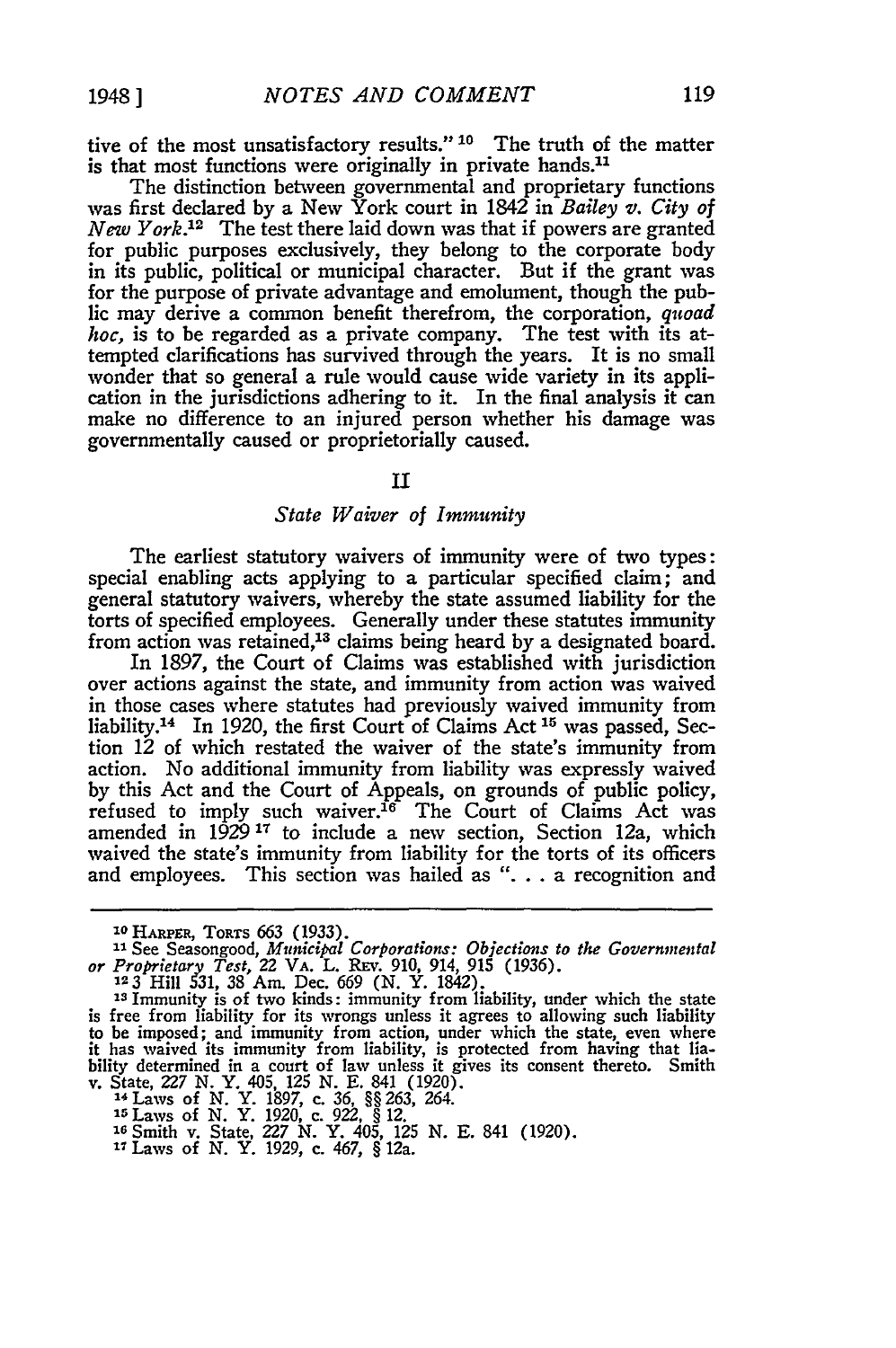tive of the most unsatisfactory results."[10] The truth of the matter is that most functions were originally in private hands.[11]

The distinction between governmental and proprietary functions was first declared by a New York court in 1842 in *Bailey v. City of New York*.[12] The test there laid down was that if powers are granted for public purposes exclusively, they belong to the corporate body in its public, political or municipal character. But if the grant was for the purpose of private advantage and emolument, though the public may derive a common benefit therefrom, the corporation, *quoad hoc,* is to be regarded as a private company. The test with its attempted clarifications has survived through the years. It is no small wonder that so general a rule would cause wide variety in its application in the jurisdictions adhering to it. In the final analysis it can make no difference to an injured person whether his damage was governmentally caused or proprietorially caused.

## II

### *State Waiver of Immunity*

The earliest statutory waivers of immunity were of two types: special enabling acts applying to a particular specified claim; and general statutory waivers, whereby the state assumed liability for the torts of specified employees. Generally under these statutes immunity from action was retained,[13] claims being heard by a designated board.

In 1897, the Court of Claims was established with jurisdiction over actions against the state, and immunity from action was waived in those cases where statutes had previously waived immunity from liability.[14] In 1920, the first Court of Claims Act[15] was passed, Section 12 of which restated the waiver of the state's immunity from action. No additional immunity from liability was expressly waived by this Act and the Court of Appeals, on grounds of public policy, refused to imply such waiver.[16] The Court of Claims Act was amended in 1929[17] to include a new section, Section 12a, which waived the state's immunity from liability for the torts of its officers and employees. This section was hailed as ". . . a recognition and

---

[10] HARPER, TORTS 663 (1933).

[11] See Seasongood, *Municipal Corporations: Objections to the Governmental or Proprietary Test*, 22 VA. L. REV. 910, 914, 915 (1936).

[12] 3 Hill 531, 38 Am. Dec. 669 (N. Y. 1842).

[13] Immunity is of two kinds: immunity from liability, under which the state is free from liability for its wrongs unless it agrees to allowing such liability to be imposed; and immunity from action, under which the state, even where it has waived its immunity from liability, is protected from having that liability determined in a court of law unless it gives its consent thereto. Smith v. State, 227 N. Y. 405, 125 N. E. 841 (1920).

[14] Laws of N. Y. 1897, c. 36, §§ 263, 264.

[15] Laws of N. Y. 1920, c. 922, § 12.

[16] Smith v. State, 227 N. Y. 405, 125 N. E. 841 (1920).

[17] Laws of N. Y. 1929, c. 467, § 12a.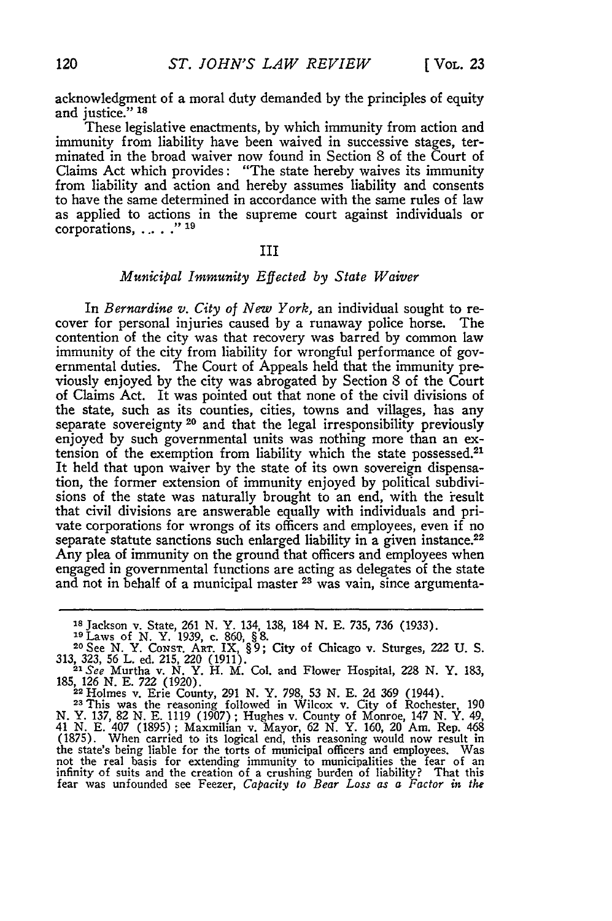acknowledgment of a moral duty demanded by the principles of equity and justice." [18]

These legislative enactments, by which immunity from action and immunity from liability have been waived in successive stages, terminated in the broad waiver now found in Section 8 of the Court of Claims Act which provides: "The state hereby waives its immunity from liability and action and hereby assumes liability and consents to have the same determined in accordance with the same rules of law as applied to actions in the supreme court against individuals or corporations, . . . ." [19]

### III

### *Municipal Immunity Effected by State Waiver*

In *Bernardine v. City of New York*, an individual sought to recover for personal injuries caused by a runaway police horse. The contention of the city was that recovery was barred by common law immunity of the city from liability for wrongful performance of governmental duties. The Court of Appeals held that the immunity previously enjoyed by the city was abrogated by Section 8 of the Court of Claims Act. It was pointed out that none of the civil divisions of the state, such as its counties, cities, towns and villages, has any separate sovereignty [20] and that the legal irresponsibility previously enjoyed by such governmental units was nothing more than an extension of the exemption from liability which the state possessed.[21] It held that upon waiver by the state of its own sovereign dispensation, the former extension of immunity enjoyed by political subdivisions of the state was naturally brought to an end, with the result that civil divisions are answerable equally with individuals and private corporations for wrongs of its officers and employees, even if no separate statute sanctions such enlarged liability in a given instance.[22] Any plea of immunity on the ground that officers and employees when engaged in governmental functions are acting as delegates of the state and not in behalf of a municipal master [23] was vain, since argumenta-

---

[18] Jackson v. State, 261 N. Y. 134, 138, 184 N. E. 735, 736 (1933).

[19] Laws of N. Y. 1939, c. 860, § 8.

[20] See N. Y. CONST. ART. IX, § 9; City of Chicago v. Sturges, 222 U. S. 313, 323, 56 L. ed. 215, 220 (1911).

[21] *See* Murtha v. N. Y. H. M. Col. and Flower Hospital, 228 N. Y. 183, 185, 126 N. E. 722 (1920).

[22] Holmes v. Erie County, 291 N. Y. 798, 53 N. E. 2d 369 (1944).

[23] This was the reasoning followed in Wilcox v. City of Rochester, 190 N. Y. 137, 82 N. E. 1119 (1907); Hughes v. County of Monroe, 147 N. Y. 49, 41 N. E. 407 (1895); Maxmilian v. Mayor, 62 N. Y. 160, 20 Am. Rep. 468 (1875). When carried to its logical end, this reasoning would now result in the state's being liable for the torts of municipal officers and employees. Was not the real basis for extending immunity to municipalities the fear of an infinity of suits and the creation of a crushing burden of liability? That this fear was unfounded see Feezer, *Capacity to Bear Loss as a Factor in the*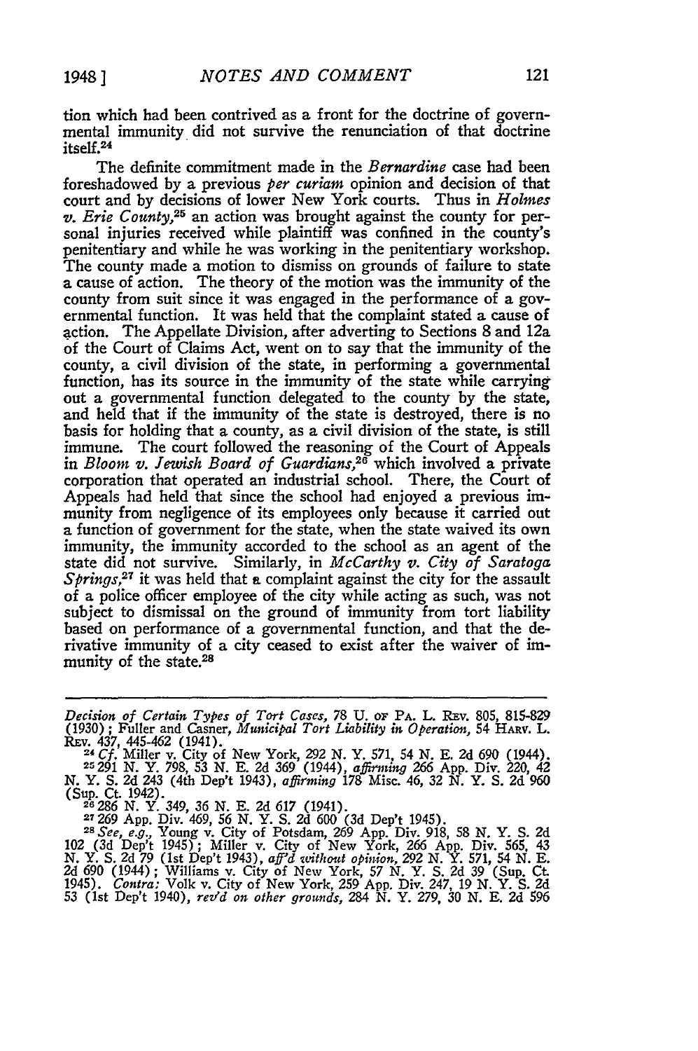tion which had been contrived as a front for the doctrine of governmental immunity did not survive the renunciation of that doctrine itself.[24]

The definite commitment made in the *Bernardine* case had been foreshadowed by a previous *per curiam* opinion and decision of that court and by decisions of lower New York courts. Thus in *Holmes v. Erie County*,[25] an action was brought against the county for personal injuries received while plaintiff was confined in the county's penitentiary and while he was working in the penitentiary workshop. The county made a motion to dismiss on grounds of failure to state a cause of action. The theory of the motion was the immunity of the county from suit since it was engaged in the performance of a governmental function. It was held that the complaint stated a cause of action. The Appellate Division, after adverting to Sections 8 and 12a of the Court of Claims Act, went on to say that the immunity of the county, a civil division of the state, in performing a governmental function, has its source in the immunity of the state while carrying out a governmental function delegated to the county by the state, and held that if the immunity of the state is destroyed, there is no basis for holding that a county, as a civil division of the state, is still immune. The court followed the reasoning of the Court of Appeals in *Bloom v. Jewish Board of Guardians*,[26] which involved a private corporation that operated an industrial school. There, the Court of Appeals had held that since the school had enjoyed a previous immunity from negligence of its employees only because it carried out a function of government for the state, when the state waived its own immunity, the immunity accorded to the school as an agent of the state did not survive. Similarly, in *McCarthy v. City of Saratoga Springs*,[27] it was held that a complaint against the city for the assault of a police officer employee of the city while acting as such, was not subject to dismissal on the ground of immunity from tort liability based on performance of a governmental function, and that the derivative immunity of a city ceased to exist after the waiver of immunity of the state.[28]

---

*Decision of Certain Types of Tort Cases*, 78 U. OF PA. L. REV. 805, 815-829 (1930); Fuller and Casner, *Municipal Tort Liability in Operation*, 54 HARV. L. REV. 437, 445-462 (1941).

[24] *Cf.* Miller v. City of New York, 292 N. Y. 571, 54 N. E. 2d 690 (1944).

[25] 291 N. Y. 798, 53 N. E. 2d 369 (1944), *affirming* 266 App. Div. 220, 42 N. Y. S. 2d 243 (4th Dep't 1943), *affirming* 178 Misc. 46, 32 N. Y. S. 2d 960 (Sup. Ct. 1942).

[26] 286 N. Y. 349, 36 N. E. 2d 617 (1941).

[27] 269 App. Div. 469, 56 N. Y. S. 2d 600 (3d Dep't 1945).

[28] *See, e.g.*, Young v. City of Potsdam, 269 App. Div. 918, 58 N. Y. S. 2d 102 (3d Dep't 1945); Miller v. City of New York, 266 App. Div. 565, 43 N. Y. S. 2d 79 (1st Dep't 1943), *aff'd without opinion*, 292 N. Y. 571, 54 N. E. 2d 690 (1944); Williams v. City of New York, 57 N. Y. S. 2d 39 (Sup. Ct. 1945). *Contra:* Volk v. City of New York, 259 App. Div. 247, 19 N. Y. S. 2d 53 (1st Dep't 1940), *rev'd on other grounds*, 284 N. Y. 279, 30 N. E. 2d 596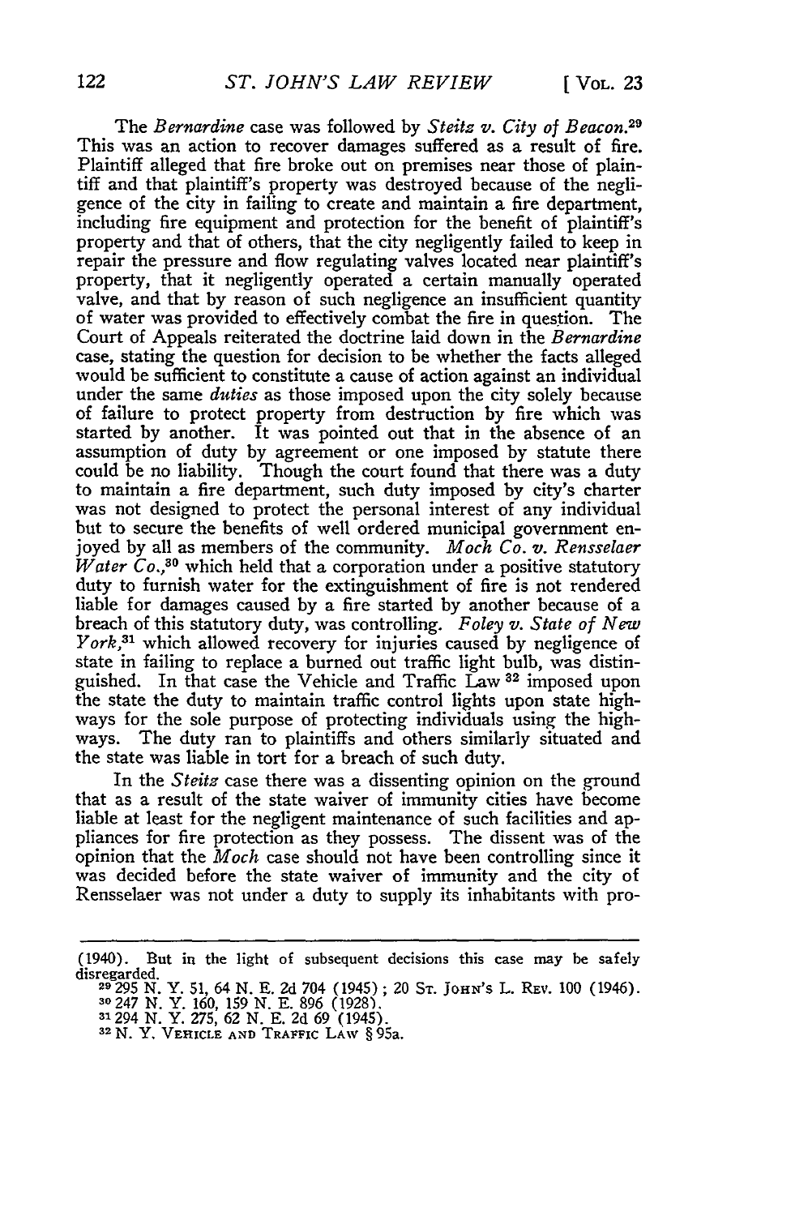The *Bernardine* case was followed by *Steitz v. City of Beacon.*[29] This was an action to recover damages suffered as a result of fire. Plaintiff alleged that fire broke out on premises near those of plaintiff and that plaintiff's property was destroyed because of the negligence of the city in failing to create and maintain a fire department, including fire equipment and protection for the benefit of plaintiff's property and that of others, that the city negligently failed to keep in repair the pressure and flow regulating valves located near plaintiff's property, that it negligently operated a certain manually operated valve, and that by reason of such negligence an insufficient quantity of water was provided to effectively combat the fire in question. The Court of Appeals reiterated the doctrine laid down in the *Bernardine* case, stating the question for decision to be whether the facts alleged would be sufficient to constitute a cause of action against an individual under the same *duties* as those imposed upon the city solely because of failure to protect property from destruction by fire which was started by another. It was pointed out that in the absence of an assumption of duty by agreement or one imposed by statute there could be no liability. Though the court found that there was a duty to maintain a fire department, such duty imposed by city's charter was not designed to protect the personal interest of any individual but to secure the benefits of well ordered municipal government enjoyed by all as members of the community. *Moch Co. v. Rensselaer Water Co.*,[30] which held that a corporation under a positive statutory duty to furnish water for the extinguishment of fire is not rendered liable for damages caused by a fire started by another because of a breach of this statutory duty, was controlling. *Foley v. State of New York*,[31] which allowed recovery for injuries caused by negligence of state in failing to replace a burned out traffic light bulb, was distinguished. In that case the Vehicle and Traffic Law [32] imposed upon the state the duty to maintain traffic control lights upon state highways for the sole purpose of protecting individuals using the highways. The duty ran to plaintiffs and others similarly situated and the state was liable in tort for a breach of such duty.

In the *Steitz* case there was a dissenting opinion on the ground that as a result of the state waiver of immunity cities have become liable at least for the negligent maintenance of such facilities and appliances for fire protection as they possess. The dissent was of the opinion that the *Moch* case should not have been controlling since it was decided before the state waiver of immunity and the city of Rensselaer was not under a duty to supply its inhabitants with pro-

---

(1940). But in the light of subsequent decisions this case may be safely disregarded.

[29] 295 N. Y. 51, 64 N. E. 2d 704 (1945); 20 St. John's L. Rev. 100 (1946).

[30] 247 N. Y. 160, 159 N. E. 896 (1928).

[31] 294 N. Y. 275, 62 N. E. 2d 69 (1945).

[32] N. Y. Vehicle and Traffic Law § 95a.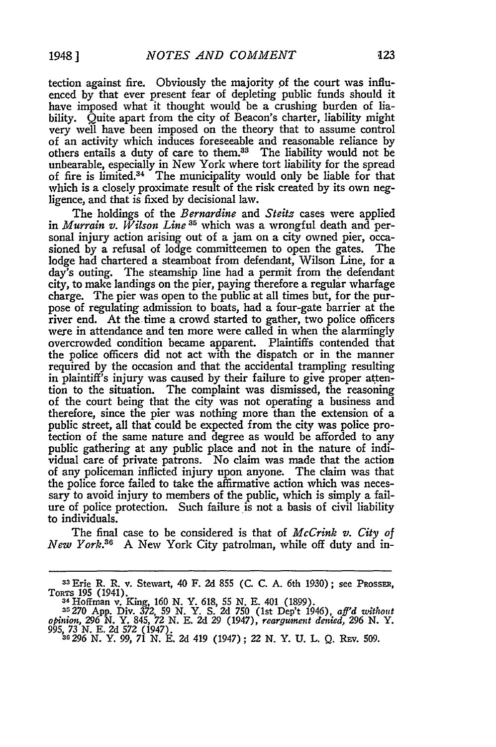tection against fire. Obviously the majority of the court was influenced by that ever present fear of depleting public funds should it have imposed what it thought would be a crushing burden of liability. Quite apart from the city of Beacon's charter, liability might very well have been imposed on the theory that to assume control of an activity which induces foreseeable and reasonable reliance by others entails a duty of care to them.[33] The liability would not be unbearable, especially in New York where tort liability for the spread of fire is limited.[34] The municipality would only be liable for that which is a closely proximate result of the risk created by its own negligence, and that is fixed by decisional law.

The holdings of the *Bernardine* and *Steitz* cases were applied in *Murrain v. Wilson Line*[35] which was a wrongful death and personal injury action arising out of a jam on a city owned pier, occasioned by a refusal of lodge committeemen to open the gates. The lodge had chartered a steamboat from defendant, Wilson Line, for a day's outing. The steamship line had a permit from the defendant city, to make landings on the pier, paying therefore a regular wharfage charge. The pier was open to the public at all times but, for the purpose of regulating admission to boats, had a four-gate barrier at the river end. At the time a crowd started to gather, two police officers were in attendance and ten more were called in when the alarmingly overcrowded condition became apparent. Plaintiffs contended that the police officers did not act with the dispatch or in the manner required by the occasion and that the accidental trampling resulting in plaintiff's injury was caused by their failure to give proper attention to the situation. The complaint was dismissed, the reasoning of the court being that the city was not operating a business and therefore, since the pier was nothing more than the extension of a public street, all that could be expected from the city was police protection of the same nature and degree as would be afforded to any public gathering at any public place and not in the nature of individual care of private patrons. No claim was made that the action of any policeman inflicted injury upon anyone. The claim was that the police force failed to take the affirmative action which was necessary to avoid injury to members of the public, which is simply a failure of police protection. Such failure is not a basis of civil liability to individuals.

The final case to be considered is that of *McCrink v. City of New York*.[36] A New York City patrolman, while off duty and in-

---

[33] Erie R. R. v. Stewart, 40 F. 2d 855 (C. C. A. 6th 1930); see PROSSER, TORTS 195 (1941).

[34] Hoffman v. King, 160 N. Y. 618, 55 N. E. 401 (1899).

[35] 270 App. Div. 372, 59 N. Y. S. 2d 750 (1st Dep't 1946), *aff'd without opinion*, 296 N. Y. 845, 72 N. E. 2d 29 (1947), *reargument denied*, 296 N. Y. 995, 73 N. E. 2d 572 (1947).

[36] 296 N. Y. 99, 71 N. E. 2d 419 (1947); 22 N. Y. U. L. Q. REV. 509.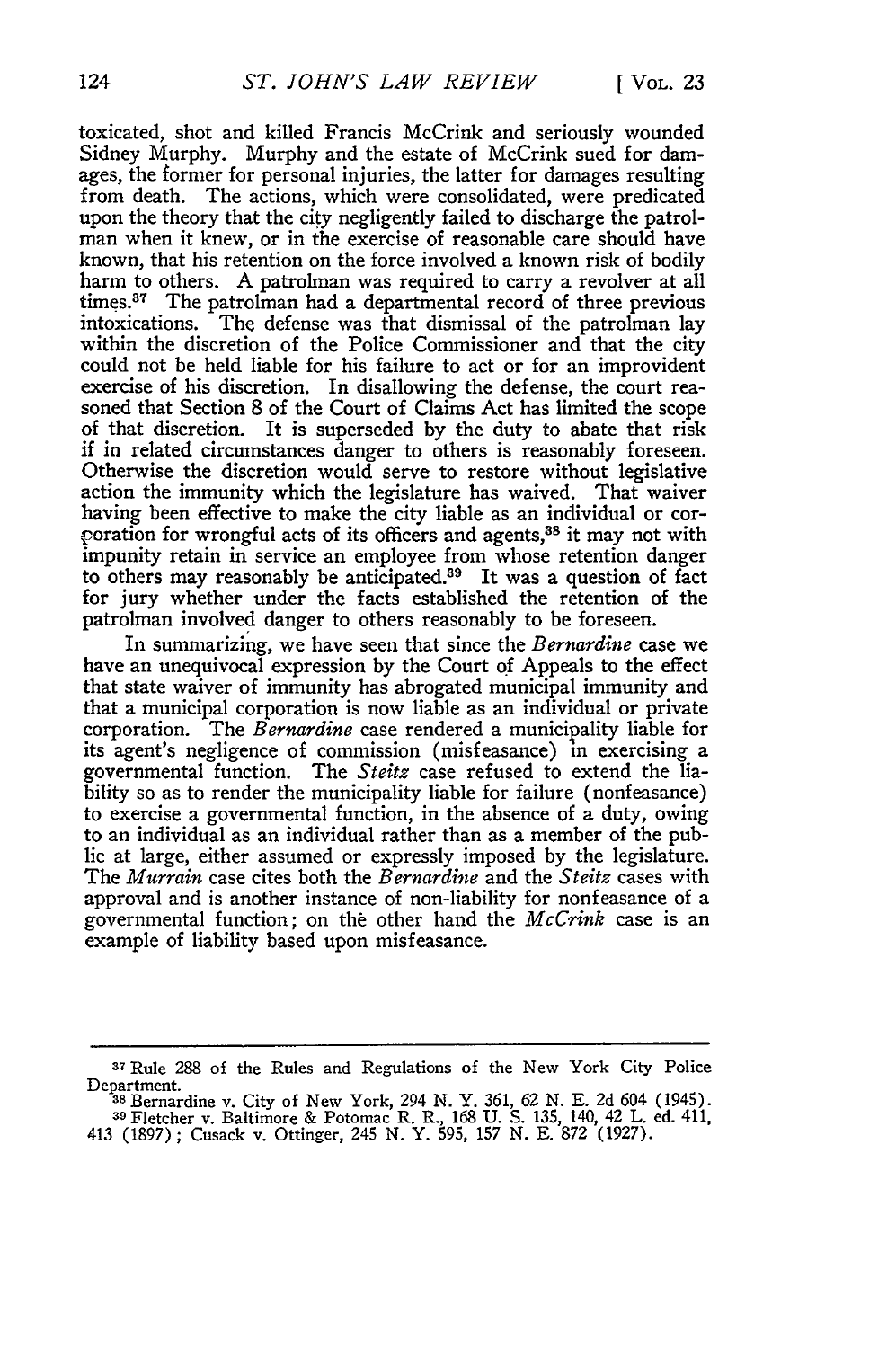toxicated, shot and killed Francis McCrink and seriously wounded Sidney Murphy. Murphy and the estate of McCrink sued for damages, the former for personal injuries, the latter for damages resulting from death. The actions, which were consolidated, were predicated upon the theory that the city negligently failed to discharge the patrolman when it knew, or in the exercise of reasonable care should have known, that his retention on the force involved a known risk of bodily harm to others. A patrolman was required to carry a revolver at all times.[37] The patrolman had a departmental record of three previous intoxications. The defense was that dismissal of the patrolman lay within the discretion of the Police Commissioner and that the city could not be held liable for his failure to act or for an improvident exercise of his discretion. In disallowing the defense, the court reasoned that Section 8 of the Court of Claims Act has limited the scope of that discretion. It is superseded by the duty to abate that risk if in related circumstances danger to others is reasonably foreseen. Otherwise the discretion would serve to restore without legislative action the immunity which the legislature has waived. That waiver having been effective to make the city liable as an individual or corporation for wrongful acts of its officers and agents,[38] it may not with impunity retain in service an employee from whose retention danger to others may reasonably be anticipated.[39] It was a question of fact for jury whether under the facts established the retention of the patrolman involved danger to others reasonably to be foreseen.

In summarizing, we have seen that since the *Bernardine* case we have an unequivocal expression by the Court of Appeals to the effect that state waiver of immunity has abrogated municipal immunity and that a municipal corporation is now liable as an individual or private corporation. The *Bernardine* case rendered a municipality liable for its agent's negligence of commission (misfeasance) in exercising a governmental function. The *Steitz* case refused to extend the liability so as to render the municipality liable for failure (nonfeasance) to exercise a governmental function, in the absence of a duty, owing to an individual as an individual rather than as a member of the public at large, either assumed or expressly imposed by the legislature. The *Murrain* case cites both the *Bernardine* and the *Steitz* cases with approval and is another instance of non-liability for nonfeasance of a governmental function; on the other hand the *McCrink* case is an example of liability based upon misfeasance.

---

[37] Rule 288 of the Rules and Regulations of the New York City Police Department.

[38] Bernardine v. City of New York, 294 N. Y. 361, 62 N. E. 2d 604 (1945).

[39] Fletcher v. Baltimore & Potomac R. R., 168 U. S. 135, 140, 42 L. ed. 411, 413 (1897); Cusack v. Ottinger, 245 N. Y. 595, 157 N. E. 872 (1927).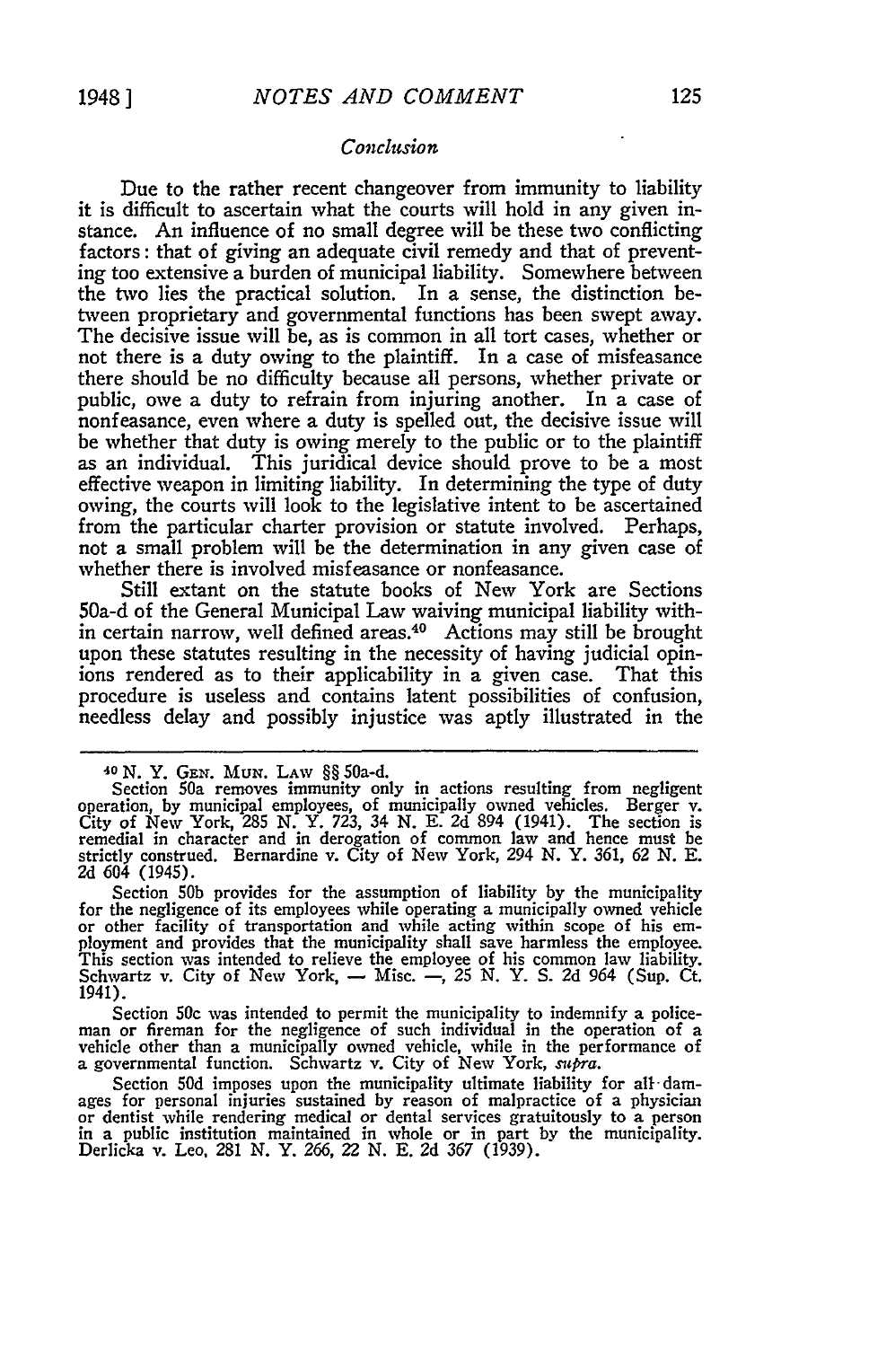*Conclusion*

Due to the rather recent changeover from immunity to liability it is difficult to ascertain what the courts will hold in any given instance. An influence of no small degree will be these two conflicting factors: that of giving an adequate civil remedy and that of preventing too extensive a burden of municipal liability. Somewhere between the two lies the practical solution. In a sense, the distinction between proprietary and governmental functions has been swept away. The decisive issue will be, as is common in all tort cases, whether or not there is a duty owing to the plaintiff. In a case of misfeasance there should be no difficulty because all persons, whether private or public, owe a duty to refrain from injuring another. In a case of nonfeasance, even where a duty is spelled out, the decisive issue will be whether that duty is owing merely to the public or to the plaintiff as an individual. This juridical device should prove to be a most effective weapon in limiting liability. In determining the type of duty owing, the courts will look to the legislative intent to be ascertained from the particular charter provision or statute involved. Perhaps, not a small problem will be the determination in any given case of whether there is involved misfeasance or nonfeasance.

Still extant on the statute books of New York are Sections 50a-d of the General Municipal Law waiving municipal liability within certain narrow, well defined areas.[40] Actions may still be brought upon these statutes resulting in the necessity of having judicial opinions rendered as to their applicability in a given case. That this procedure is useless and contains latent possibilities of confusion, needless delay and possibly injustice was aptly illustrated in the

---

[40] N. Y. GEN. MUN. LAW §§ 50a-d.

Section 50a removes immunity only in actions resulting from negligent operation, by municipal employees, of municipally owned vehicles. Berger v. City of New York, 285 N. Y. 723, 34 N. E. 2d 894 (1941). The section is remedial in character and in derogation of common law and hence must be strictly construed. Bernardine v. City of New York, 294 N. Y. 361, 62 N. E. 2d 604 (1945).

Section 50b provides for the assumption of liability by the municipality for the negligence of its employees while operating a municipally owned vehicle or other facility of transportation and while acting within scope of his employment and provides that the municipality shall save harmless the employee. This section was intended to relieve the employee of his common law liability. Schwartz v. City of New York, — Misc. —, 25 N. Y. S. 2d 964 (Sup. Ct. 1941).

Section 50c was intended to permit the municipality to indemnify a policeman or fireman for the negligence of such individual in the operation of a vehicle other than a municipally owned vehicle, while in the performance of a governmental function. Schwartz v. City of New York, *supra*.

Section 50d imposes upon the municipality ultimate liability for all damages for personal injuries sustained by reason of malpractice of a physician or dentist while rendering medical or dental services gratuitously to a person in a public institution maintained in whole or in part by the municipality. Derlicka v. Leo, 281 N. Y. 266, 22 N. E. 2d 367 (1939).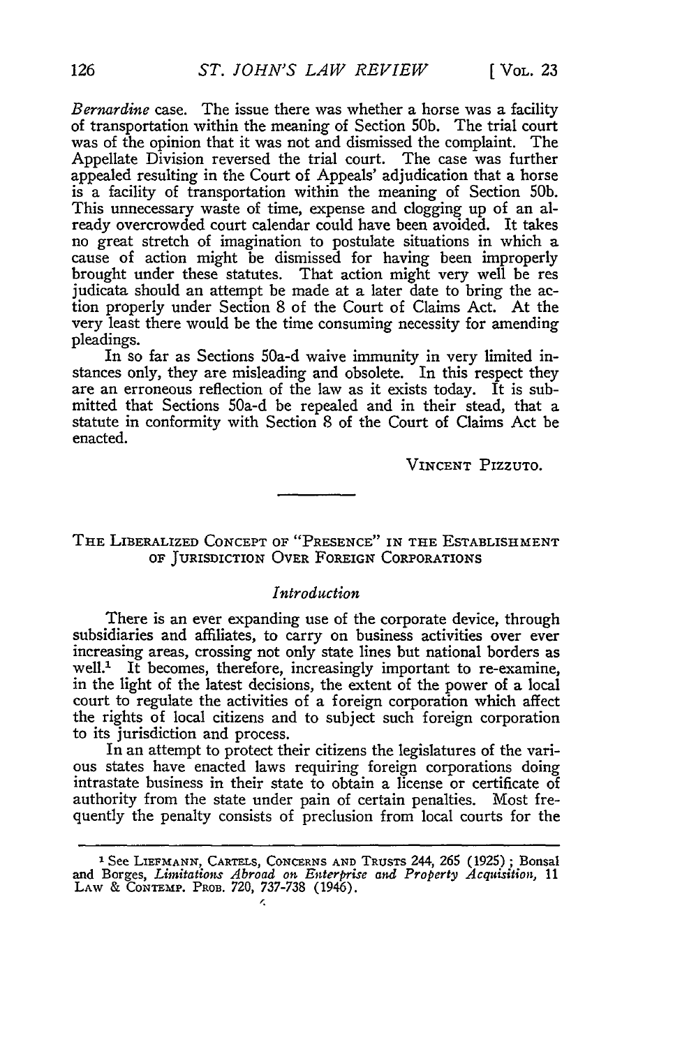*Bernardine* case. The issue there was whether a horse was a facility of transportation within the meaning of Section 50b. The trial court was of the opinion that it was not and dismissed the complaint. The Appellate Division reversed the trial court. The case was further appealed resulting in the Court of Appeals' adjudication that a horse is a facility of transportation within the meaning of Section 50b. This unnecessary waste of time, expense and clogging up of an already overcrowded court calendar could have been avoided. It takes no great stretch of imagination to postulate situations in which a cause of action might be dismissed for having been improperly brought under these statutes. That action might very well be res judicata should an attempt be made at a later date to bring the action properly under Section 8 of the Court of Claims Act. At the very least there would be the time consuming necessity for amending pleadings.

In so far as Sections 50a-d waive immunity in very limited instances only, they are misleading and obsolete. In this respect they are an erroneous reflection of the law as it exists today. It is submitted that Sections 50a-d be repealed and in their stead, that a statute in conformity with Section 8 of the Court of Claims Act be enacted.

VINCENT PIZZUTO.

---

## THE LIBERALIZED CONCEPT OF "PRESENCE" IN THE ESTABLISHMENT OF JURISDICTION OVER FOREIGN CORPORATIONS

### *Introduction*

There is an ever expanding use of the corporate device, through subsidiaries and affiliates, to carry on business activities over ever increasing areas, crossing not only state lines but national borders as well.[1] It becomes, therefore, increasingly important to re-examine, in the light of the latest decisions, the extent of the power of a local court to regulate the activities of a foreign corporation which affect the rights of local citizens and to subject such foreign corporation to its jurisdiction and process.

In an attempt to protect their citizens the legislatures of the various states have enacted laws requiring foreign corporations doing intrastate business in their state to obtain a license or certificate of authority from the state under pain of certain penalties. Most frequently the penalty consists of preclusion from local courts for the

---

[1] See LIEFMANN, CARTELS, CONCERNS AND TRUSTS 244, 265 (1925); Bonsal and Borges, *Limitations Abroad on Enterprise and Property Acquisition*, 11 LAW & CONTEMP. PROB. 720, 737-738 (1946).